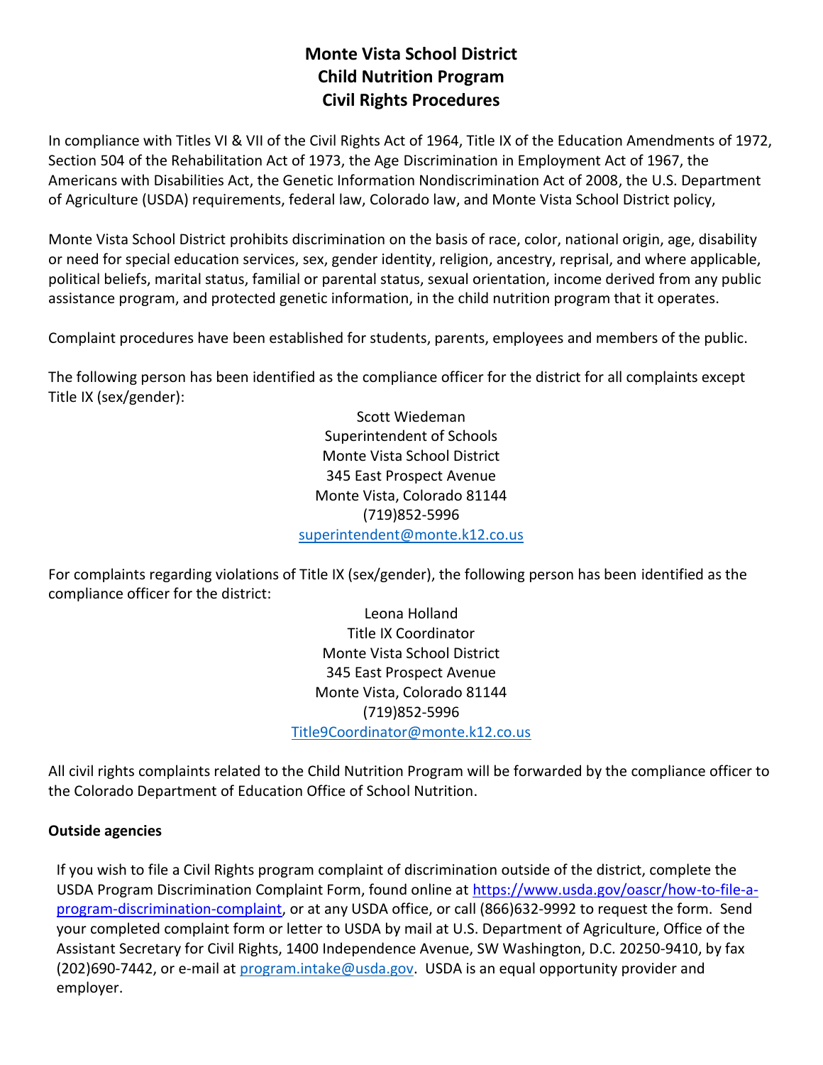# Monte Vista School District
# Child Nutrition Program
# Civil Rights Procedures

In compliance with Titles VI & VII of the Civil Rights Act of 1964, Title IX of the Education Amendments of 1972, Section 504 of the Rehabilitation Act of 1973, the Age Discrimination in Employment Act of 1967, the Americans with Disabilities Act, the Genetic Information Nondiscrimination Act of 2008, the U.S. Department of Agriculture (USDA) requirements, federal law, Colorado law, and Monte Vista School District policy,

Monte Vista School District prohibits discrimination on the basis of race, color, national origin, age, disability or need for special education services, sex, gender identity, religion, ancestry, reprisal, and where applicable, political beliefs, marital status, familial or parental status, sexual orientation, income derived from any public assistance program, and protected genetic information, in the child nutrition program that it operates.

Complaint procedures have been established for students, parents, employees and members of the public.

The following person has been identified as the compliance officer for the district for all complaints except Title IX (sex/gender):

Scott Wiedeman
Superintendent of Schools
Monte Vista School District
345 East Prospect Avenue
Monte Vista, Colorado 81144
(719)852-5996
superintendent@monte.k12.co.us

For complaints regarding violations of Title IX (sex/gender), the following person has been identified as the compliance officer for the district:

Leona Holland
Title IX Coordinator
Monte Vista School District
345 East Prospect Avenue
Monte Vista, Colorado 81144
(719)852-5996
Title9Coordinator@monte.k12.co.us

All civil rights complaints related to the Child Nutrition Program will be forwarded by the compliance officer to the Colorado Department of Education Office of School Nutrition.

**Outside agencies**

If you wish to file a Civil Rights program complaint of discrimination outside of the district, complete the USDA Program Discrimination Complaint Form, found online at https://www.usda.gov/oascr/how-to-file-a-program-discrimination-complaint, or at any USDA office, or call (866)632-9992 to request the form. Send your completed complaint form or letter to USDA by mail at U.S. Department of Agriculture, Office of the Assistant Secretary for Civil Rights, 1400 Independence Avenue, SW Washington, D.C. 20250-9410, by fax (202)690-7442, or e-mail at program.intake@usda.gov. USDA is an equal opportunity provider and employer.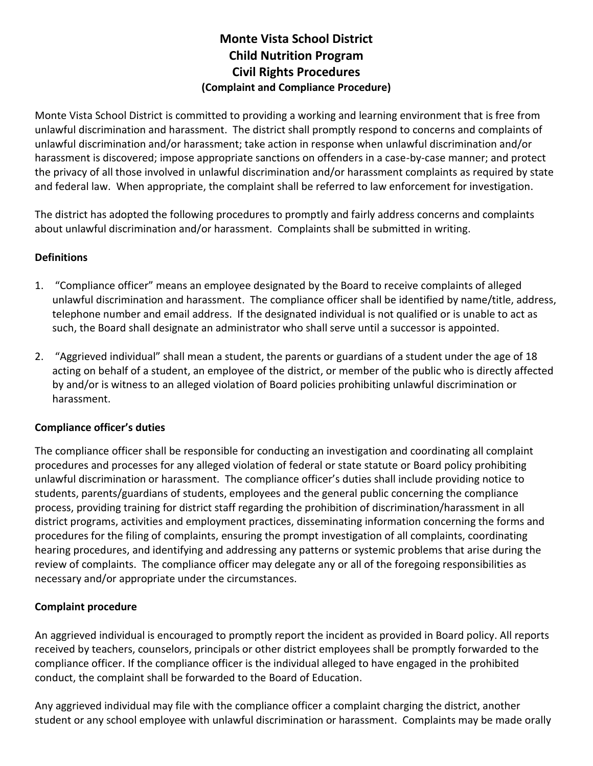# Monte Vista School District
# Child Nutrition Program
# Civil Rights Procedures
### (Complaint and Compliance Procedure)

Monte Vista School District is committed to providing a working and learning environment that is free from unlawful discrimination and harassment. The district shall promptly respond to concerns and complaints of unlawful discrimination and/or harassment; take action in response when unlawful discrimination and/or harassment is discovered; impose appropriate sanctions on offenders in a case-by-case manner; and protect the privacy of all those involved in unlawful discrimination and/or harassment complaints as required by state and federal law. When appropriate, the complaint shall be referred to law enforcement for investigation.

The district has adopted the following procedures to promptly and fairly address concerns and complaints about unlawful discrimination and/or harassment. Complaints shall be submitted in writing.

**Definitions**

1. "Compliance officer" means an employee designated by the Board to receive complaints of alleged unlawful discrimination and harassment. The compliance officer shall be identified by name/title, address, telephone number and email address. If the designated individual is not qualified or is unable to act as such, the Board shall designate an administrator who shall serve until a successor is appointed.
2. "Aggrieved individual" shall mean a student, the parents or guardians of a student under the age of 18 acting on behalf of a student, an employee of the district, or member of the public who is directly affected by and/or is witness to an alleged violation of Board policies prohibiting unlawful discrimination or harassment.

**Compliance officer's duties**

The compliance officer shall be responsible for conducting an investigation and coordinating all complaint procedures and processes for any alleged violation of federal or state statute or Board policy prohibiting unlawful discrimination or harassment. The compliance officer's duties shall include providing notice to students, parents/guardians of students, employees and the general public concerning the compliance process, providing training for district staff regarding the prohibition of discrimination/harassment in all district programs, activities and employment practices, disseminating information concerning the forms and procedures for the filing of complaints, ensuring the prompt investigation of all complaints, coordinating hearing procedures, and identifying and addressing any patterns or systemic problems that arise during the review of complaints. The compliance officer may delegate any or all of the foregoing responsibilities as necessary and/or appropriate under the circumstances.

**Complaint procedure**

An aggrieved individual is encouraged to promptly report the incident as provided in Board policy. All reports received by teachers, counselors, principals or other district employees shall be promptly forwarded to the compliance officer. If the compliance officer is the individual alleged to have engaged in the prohibited conduct, the complaint shall be forwarded to the Board of Education.

Any aggrieved individual may file with the compliance officer a complaint charging the district, another student or any school employee with unlawful discrimination or harassment. Complaints may be made orally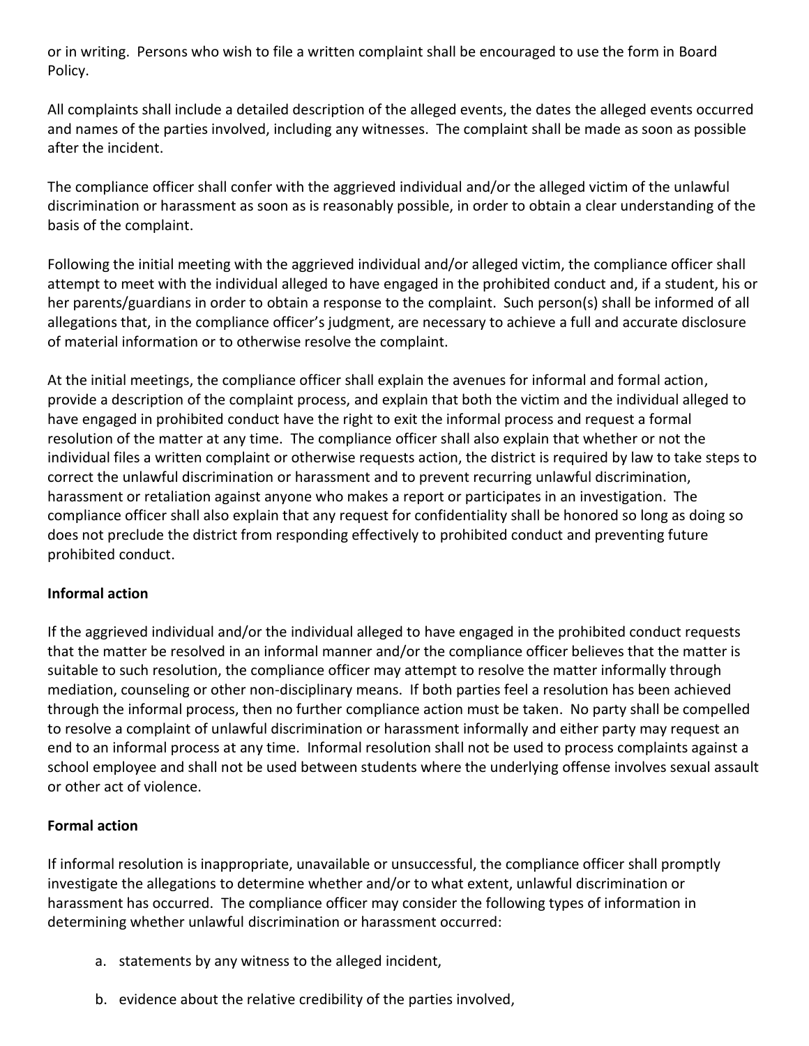or in writing. Persons who wish to file a written complaint shall be encouraged to use the form in Board Policy.

All complaints shall include a detailed description of the alleged events, the dates the alleged events occurred and names of the parties involved, including any witnesses. The complaint shall be made as soon as possible after the incident.

The compliance officer shall confer with the aggrieved individual and/or the alleged victim of the unlawful discrimination or harassment as soon as is reasonably possible, in order to obtain a clear understanding of the basis of the complaint.

Following the initial meeting with the aggrieved individual and/or alleged victim, the compliance officer shall attempt to meet with the individual alleged to have engaged in the prohibited conduct and, if a student, his or her parents/guardians in order to obtain a response to the complaint. Such person(s) shall be informed of all allegations that, in the compliance officer's judgment, are necessary to achieve a full and accurate disclosure of material information or to otherwise resolve the complaint.

At the initial meetings, the compliance officer shall explain the avenues for informal and formal action, provide a description of the complaint process, and explain that both the victim and the individual alleged to have engaged in prohibited conduct have the right to exit the informal process and request a formal resolution of the matter at any time. The compliance officer shall also explain that whether or not the individual files a written complaint or otherwise requests action, the district is required by law to take steps to correct the unlawful discrimination or harassment and to prevent recurring unlawful discrimination, harassment or retaliation against anyone who makes a report or participates in an investigation. The compliance officer shall also explain that any request for confidentiality shall be honored so long as doing so does not preclude the district from responding effectively to prohibited conduct and preventing future prohibited conduct.

**Informal action**

If the aggrieved individual and/or the individual alleged to have engaged in the prohibited conduct requests that the matter be resolved in an informal manner and/or the compliance officer believes that the matter is suitable to such resolution, the compliance officer may attempt to resolve the matter informally through mediation, counseling or other non-disciplinary means. If both parties feel a resolution has been achieved through the informal process, then no further compliance action must be taken. No party shall be compelled to resolve a complaint of unlawful discrimination or harassment informally and either party may request an end to an informal process at any time. Informal resolution shall not be used to process complaints against a school employee and shall not be used between students where the underlying offense involves sexual assault or other act of violence.

**Formal action**

If informal resolution is inappropriate, unavailable or unsuccessful, the compliance officer shall promptly investigate the allegations to determine whether and/or to what extent, unlawful discrimination or harassment has occurred. The compliance officer may consider the following types of information in determining whether unlawful discrimination or harassment occurred:

a. statements by any witness to the alleged incident,

b. evidence about the relative credibility of the parties involved,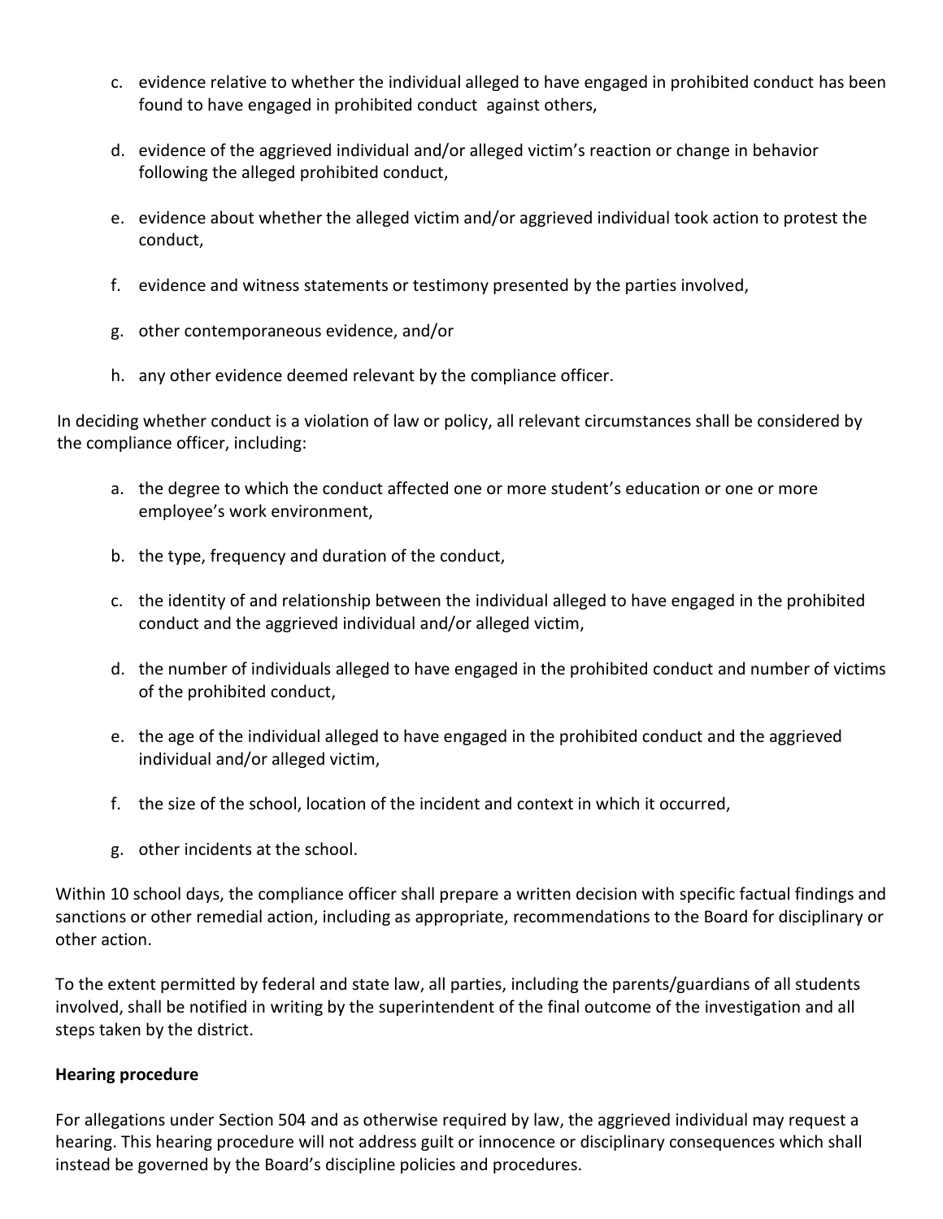c. evidence relative to whether the individual alleged to have engaged in prohibited conduct has been found to have engaged in prohibited conduct against others,

d. evidence of the aggrieved individual and/or alleged victim's reaction or change in behavior following the alleged prohibited conduct,

e. evidence about whether the alleged victim and/or aggrieved individual took action to protest the conduct,

f. evidence and witness statements or testimony presented by the parties involved,

g. other contemporaneous evidence, and/or

h. any other evidence deemed relevant by the compliance officer.

In deciding whether conduct is a violation of law or policy, all relevant circumstances shall be considered by the compliance officer, including:

a. the degree to which the conduct affected one or more student's education or one or more employee's work environment,

b. the type, frequency and duration of the conduct,

c. the identity of and relationship between the individual alleged to have engaged in the prohibited conduct and the aggrieved individual and/or alleged victim,

d. the number of individuals alleged to have engaged in the prohibited conduct and number of victims of the prohibited conduct,

e. the age of the individual alleged to have engaged in the prohibited conduct and the aggrieved individual and/or alleged victim,

f. the size of the school, location of the incident and context in which it occurred,

g. other incidents at the school.

Within 10 school days, the compliance officer shall prepare a written decision with specific factual findings and sanctions or other remedial action, including as appropriate, recommendations to the Board for disciplinary or other action.

To the extent permitted by federal and state law, all parties, including the parents/guardians of all students involved, shall be notified in writing by the superintendent of the final outcome of the investigation and all steps taken by the district.

**Hearing procedure**

For allegations under Section 504 and as otherwise required by law, the aggrieved individual may request a hearing. This hearing procedure will not address guilt or innocence or disciplinary consequences which shall instead be governed by the Board's discipline policies and procedures.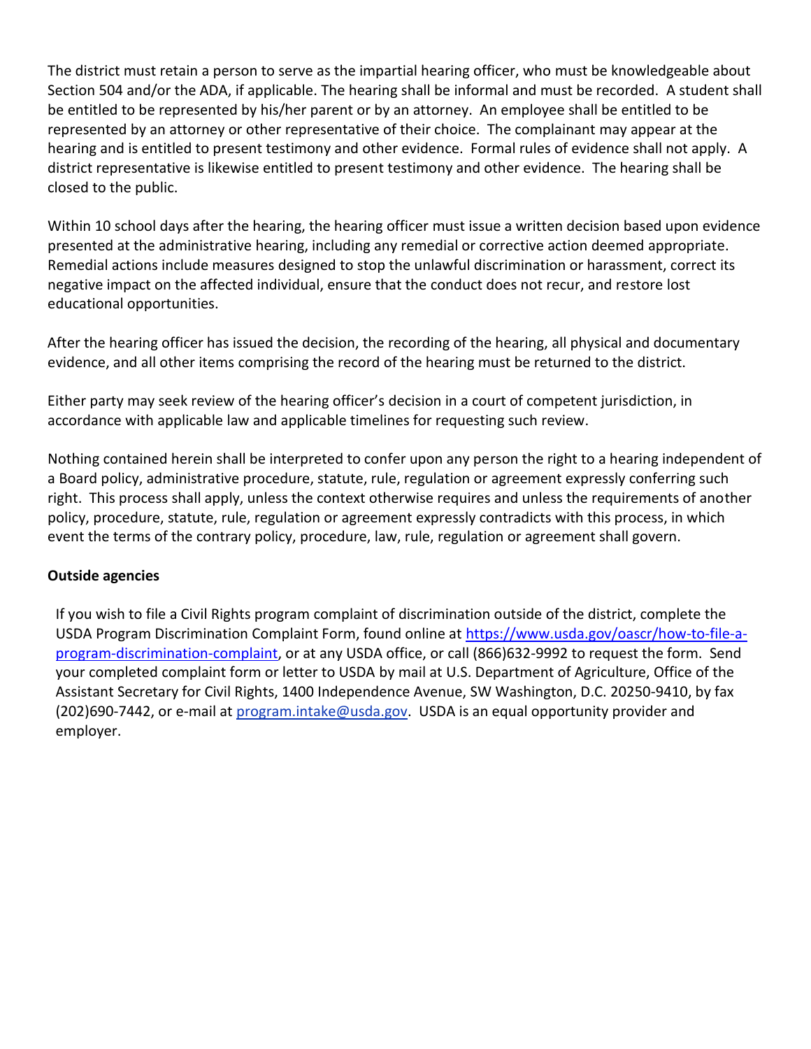The district must retain a person to serve as the impartial hearing officer, who must be knowledgeable about Section 504 and/or the ADA, if applicable. The hearing shall be informal and must be recorded. A student shall be entitled to be represented by his/her parent or by an attorney. An employee shall be entitled to be represented by an attorney or other representative of their choice. The complainant may appear at the hearing and is entitled to present testimony and other evidence. Formal rules of evidence shall not apply. A district representative is likewise entitled to present testimony and other evidence. The hearing shall be closed to the public.

Within 10 school days after the hearing, the hearing officer must issue a written decision based upon evidence presented at the administrative hearing, including any remedial or corrective action deemed appropriate. Remedial actions include measures designed to stop the unlawful discrimination or harassment, correct its negative impact on the affected individual, ensure that the conduct does not recur, and restore lost educational opportunities.

After the hearing officer has issued the decision, the recording of the hearing, all physical and documentary evidence, and all other items comprising the record of the hearing must be returned to the district.

Either party may seek review of the hearing officer's decision in a court of competent jurisdiction, in accordance with applicable law and applicable timelines for requesting such review.

Nothing contained herein shall be interpreted to confer upon any person the right to a hearing independent of a Board policy, administrative procedure, statute, rule, regulation or agreement expressly conferring such right. This process shall apply, unless the context otherwise requires and unless the requirements of another policy, procedure, statute, rule, regulation or agreement expressly contradicts with this process, in which event the terms of the contrary policy, procedure, law, rule, regulation or agreement shall govern.

**Outside agencies**

If you wish to file a Civil Rights program complaint of discrimination outside of the district, complete the USDA Program Discrimination Complaint Form, found online at https://www.usda.gov/oascr/how-to-file-a-program-discrimination-complaint, or at any USDA office, or call (866)632-9992 to request the form. Send your completed complaint form or letter to USDA by mail at U.S. Department of Agriculture, Office of the Assistant Secretary for Civil Rights, 1400 Independence Avenue, SW Washington, D.C. 20250-9410, by fax (202)690-7442, or e-mail at program.intake@usda.gov. USDA is an equal opportunity provider and employer.